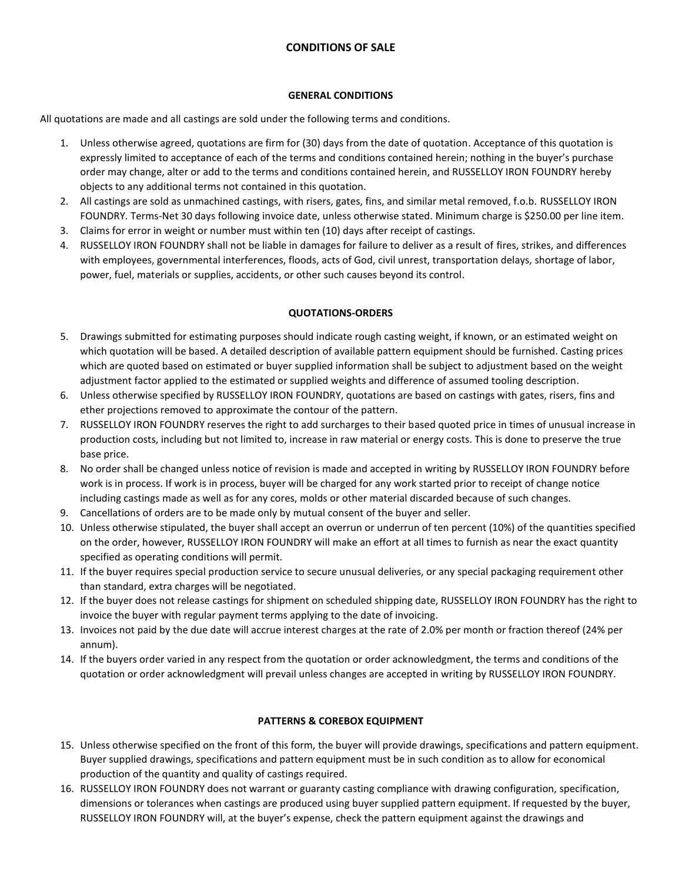# CONDITIONS OF SALE

## GENERAL CONDITIONS

All quotations are made and all castings are sold under the following terms and conditions.

1. Unless otherwise agreed, quotations are firm for (30) days from the date of quotation. Acceptance of this quotation is expressly limited to acceptance of each of the terms and conditions contained herein; nothing in the buyer's purchase order may change, alter or add to the terms and conditions contained herein, and RUSSELLOY IRON FOUNDRY hereby objects to any additional terms not contained in this quotation.
2. All castings are sold as unmachined castings, with risers, gates, fins, and similar metal removed, f.o.b. RUSSELLOY IRON FOUNDRY. Terms-Net 30 days following invoice date, unless otherwise stated. Minimum charge is $250.00 per line item.
3. Claims for error in weight or number must within ten (10) days after receipt of castings.
4. RUSSELLOY IRON FOUNDRY shall not be liable in damages for failure to deliver as a result of fires, strikes, and differences with employees, governmental interferences, floods, acts of God, civil unrest, transportation delays, shortage of labor, power, fuel, materials or supplies, accidents, or other such causes beyond its control.

## QUOTATIONS-ORDERS

5. Drawings submitted for estimating purposes should indicate rough casting weight, if known, or an estimated weight on which quotation will be based. A detailed description of available pattern equipment should be furnished. Casting prices which are quoted based on estimated or buyer supplied information shall be subject to adjustment based on the weight adjustment factor applied to the estimated or supplied weights and difference of assumed tooling description.
6. Unless otherwise specified by RUSSELLOY IRON FOUNDRY, quotations are based on castings with gates, risers, fins and ether projections removed to approximate the contour of the pattern.
7. RUSSELLOY IRON FOUNDRY reserves the right to add surcharges to their based quoted price in times of unusual increase in production costs, including but not limited to, increase in raw material or energy costs. This is done to preserve the true base price.
8. No order shall be changed unless notice of revision is made and accepted in writing by RUSSELLOY IRON FOUNDRY before work is in process. If work is in process, buyer will be charged for any work started prior to receipt of change notice including castings made as well as for any cores, molds or other material discarded because of such changes.
9. Cancellations of orders are to be made only by mutual consent of the buyer and seller.
10. Unless otherwise stipulated, the buyer shall accept an overrun or underrun of ten percent (10%) of the quantities specified on the order, however, RUSSELLOY IRON FOUNDRY will make an effort at all times to furnish as near the exact quantity specified as operating conditions will permit.
11. If the buyer requires special production service to secure unusual deliveries, or any special packaging requirement other than standard, extra charges will be negotiated.
12. If the buyer does not release castings for shipment on scheduled shipping date, RUSSELLOY IRON FOUNDRY has the right to invoice the buyer with regular payment terms applying to the date of invoicing.
13. Invoices not paid by the due date will accrue interest charges at the rate of 2.0% per month or fraction thereof (24% per annum).
14. If the buyers order varied in any respect from the quotation or order acknowledgment, the terms and conditions of the quotation or order acknowledgment will prevail unless changes are accepted in writing by RUSSELLOY IRON FOUNDRY.

## PATTERNS & COREBOX EQUIPMENT

15. Unless otherwise specified on the front of this form, the buyer will provide drawings, specifications and pattern equipment. Buyer supplied drawings, specifications and pattern equipment must be in such condition as to allow for economical production of the quantity and quality of castings required.
16. RUSSELLOY IRON FOUNDRY does not warrant or guaranty casting compliance with drawing configuration, specification, dimensions or tolerances when castings are produced using buyer supplied pattern equipment. If requested by the buyer, RUSSELLOY IRON FOUNDRY will, at the buyer's expense, check the pattern equipment against the drawings and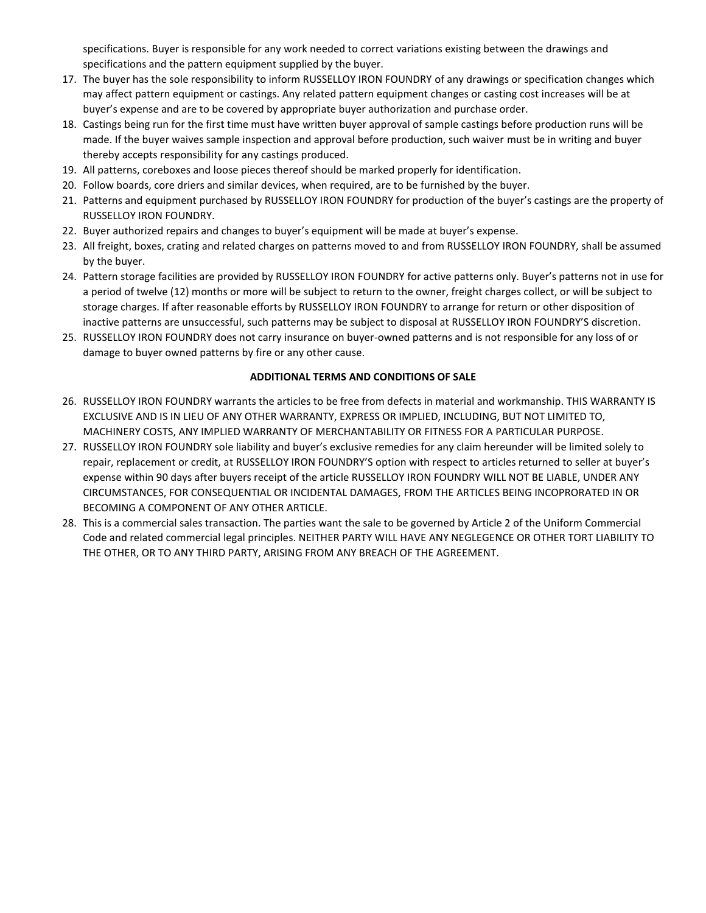specifications. Buyer is responsible for any work needed to correct variations existing between the drawings and specifications and the pattern equipment supplied by the buyer.

17. The buyer has the sole responsibility to inform RUSSELLOY IRON FOUNDRY of any drawings or specification changes which may affect pattern equipment or castings. Any related pattern equipment changes or casting cost increases will be at buyer's expense and are to be covered by appropriate buyer authorization and purchase order.
18. Castings being run for the first time must have written buyer approval of sample castings before production runs will be made. If the buyer waives sample inspection and approval before production, such waiver must be in writing and buyer thereby accepts responsibility for any castings produced.
19. All patterns, coreboxes and loose pieces thereof should be marked properly for identification.
20. Follow boards, core driers and similar devices, when required, are to be furnished by the buyer.
21. Patterns and equipment purchased by RUSSELLOY IRON FOUNDRY for production of the buyer's castings are the property of RUSSELLOY IRON FOUNDRY.
22. Buyer authorized repairs and changes to buyer's equipment will be made at buyer's expense.
23. All freight, boxes, crating and related charges on patterns moved to and from RUSSELLOY IRON FOUNDRY, shall be assumed by the buyer.
24. Pattern storage facilities are provided by RUSSELLOY IRON FOUNDRY for active patterns only. Buyer's patterns not in use for a period of twelve (12) months or more will be subject to return to the owner, freight charges collect, or will be subject to storage charges. If after reasonable efforts by RUSSELLOY IRON FOUNDRY to arrange for return or other disposition of inactive patterns are unsuccessful, such patterns may be subject to disposal at RUSSELLOY IRON FOUNDRY'S discretion.
25. RUSSELLOY IRON FOUNDRY does not carry insurance on buyer-owned patterns and is not responsible for any loss of or damage to buyer owned patterns by fire or any other cause.

**ADDITIONAL TERMS AND CONDITIONS OF SALE**

26. RUSSELLOY IRON FOUNDRY warrants the articles to be free from defects in material and workmanship. THIS WARRANTY IS EXCLUSIVE AND IS IN LIEU OF ANY OTHER WARRANTY, EXPRESS OR IMPLIED, INCLUDING, BUT NOT LIMITED TO, MACHINERY COSTS, ANY IMPLIED WARRANTY OF MERCHANTABILITY OR FITNESS FOR A PARTICULAR PURPOSE.
27. RUSSELLOY IRON FOUNDRY sole liability and buyer's exclusive remedies for any claim hereunder will be limited solely to repair, replacement or credit, at RUSSELLOY IRON FOUNDRY'S option with respect to articles returned to seller at buyer's expense within 90 days after buyers receipt of the article RUSSELLOY IRON FOUNDRY WILL NOT BE LIABLE, UNDER ANY CIRCUMSTANCES, FOR CONSEQUENTIAL OR INCIDENTAL DAMAGES, FROM THE ARTICLES BEING INCOPRORATED IN OR BECOMING A COMPONENT OF ANY OTHER ARTICLE.
28. This is a commercial sales transaction. The parties want the sale to be governed by Article 2 of the Uniform Commercial Code and related commercial legal principles. NEITHER PARTY WILL HAVE ANY NEGLEGENCE OR OTHER TORT LIABILITY TO THE OTHER, OR TO ANY THIRD PARTY, ARISING FROM ANY BREACH OF THE AGREEMENT.